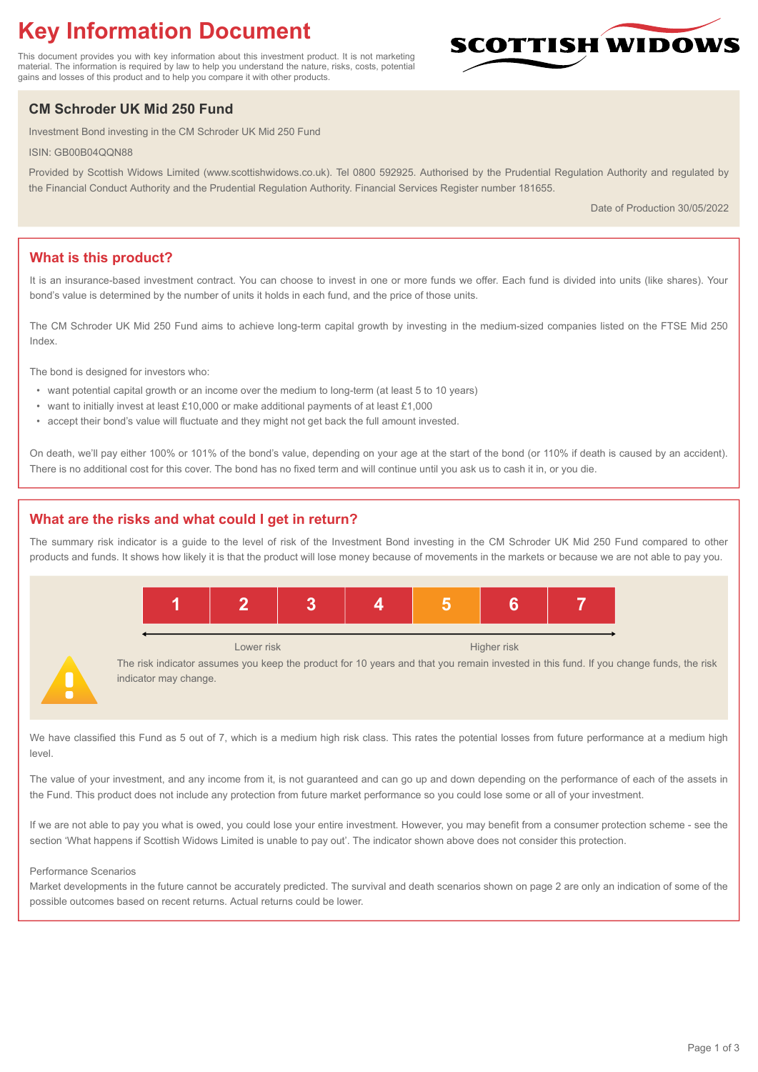# Key Information Document

This document provides you with key information about this investment product. It is not marketing material. The information is required by law to help you understand the nature, risks, costs, potential gains and losses of this product and to help you compare it with other products.

SCOTTISH WIDOWS

## CM Schroder UK Mid 250 Fund

Investment Bond investing in the CM Schroder UK Mid 250 Fund

ISIN: GB00B04QQN88

Provided by Scottish Widows Limited (www.scottishwidows.co.uk). Tel 0800 592925. Authorised by the Prudential Regulation Authority and regulated by the Financial Conduct Authority and the Prudential Regulation Authority. Financial Services Register number 181655.

Date of Production 30/05/2022

## What is this product?

It is an insurance-based investment contract. You can choose to invest in one or more funds we offer. Each fund is divided into units (like shares). Your bond's value is determined by the number of units it holds in each fund, and the price of those units.

The CM Schroder UK Mid 250 Fund aims to achieve long-term capital growth by investing in the medium-sized companies listed on the FTSE Mid 250 Index.

The bond is designed for investors who:

- want potential capital growth or an income over the medium to long-term (at least 5 to 10 years)
- want to initially invest at least £10,000 or make additional payments of at least £1,000
- accept their bond's value will fluctuate and they might not get back the full amount invested.

On death, we'll pay either 100% or 101% of the bond's value, depending on your age at the start of the bond (or 110% if death is caused by an accident). There is no additional cost for this cover. The bond has no fixed term and will continue until you ask us to cash it in, or you die.

## What are the risks and what could I get in return?

The summary risk indicator is a guide to the level of risk of the Investment Bond investing in the CM Schroder UK Mid 250 Fund compared to other products and funds. It shows how likely it is that the product will lose money because of movements in the markets or because we are not able to pay you.

| 1 | 2 | 3 | 4 | **5** | 6 | 7 |
|---|---|---|---|---|---|---|

Lower risk ← → Higher risk

The risk indicator assumes you keep the product for 10 years and that you remain invested in this fund. If you change funds, the risk indicator may change.

We have classified this Fund as 5 out of 7, which is a medium high risk class. This rates the potential losses from future performance at a medium high level.

The value of your investment, and any income from it, is not guaranteed and can go up and down depending on the performance of each of the assets in the Fund. This product does not include any protection from future market performance so you could lose some or all of your investment.

If we are not able to pay you what is owed, you could lose your entire investment. However, you may benefit from a consumer protection scheme - see the section 'What happens if Scottish Widows Limited is unable to pay out'. The indicator shown above does not consider this protection.

Performance Scenarios

Market developments in the future cannot be accurately predicted. The survival and death scenarios shown on page 2 are only an indication of some of the possible outcomes based on recent returns. Actual returns could be lower.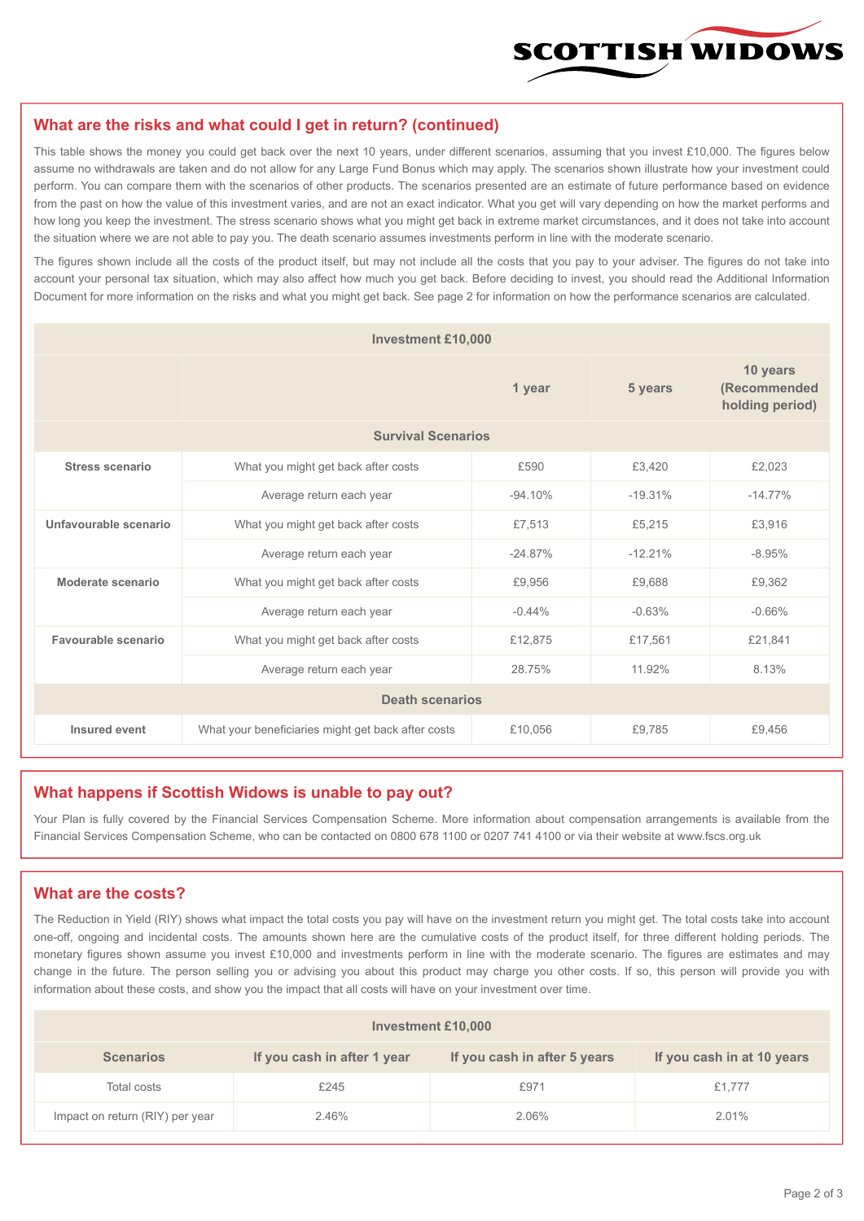## What are the risks and what could I get in return? (continued)

This table shows the money you could get back over the next 10 years, under different scenarios, assuming that you invest £10,000. The figures below assume no withdrawals are taken and do not allow for any Large Fund Bonus which may apply. The scenarios shown illustrate how your investment could perform. You can compare them with the scenarios of other products. The scenarios presented are an estimate of future performance based on evidence from the past on how the value of this investment varies, and are not an exact indicator. What you get will vary depending on how the market performs and how long you keep the investment. The stress scenario shows what you might get back in extreme market circumstances, and it does not take into account the situation where we are not able to pay you. The death scenario assumes investments perform in line with the moderate scenario.

The figures shown include all the costs of the product itself, but may not include all the costs that you pay to your adviser. The figures do not take into account your personal tax situation, which may also affect how much you get back. Before deciding to invest, you should read the Additional Information Document for more information on the risks and what you might get back. See page 2 for information on how the performance scenarios are calculated.

| Investment £10,000 | | | | |
|---|---|---|---|---|
| | | 1 year | 5 years | 10 years (Recommended holding period) |
| **Survival Scenarios** | | | | |
| **Stress scenario** | What you might get back after costs | £590 | £3,420 | £2,023 |
| | Average return each year | -94.10% | -19.31% | -14.77% |
| **Unfavourable scenario** | What you might get back after costs | £7,513 | £5,215 | £3,916 |
| | Average return each year | -24.87% | -12.21% | -8.95% |
| **Moderate scenario** | What you might get back after costs | £9,956 | £9,688 | £9,362 |
| | Average return each year | -0.44% | -0.63% | -0.66% |
| **Favourable scenario** | What you might get back after costs | £12,875 | £17,561 | £21,841 |
| | Average return each year | 28.75% | 11.92% | 8.13% |
| **Death scenarios** | | | | |
| **Insured event** | What your beneficiaries might get back after costs | £10,056 | £9,785 | £9,456 |

## What happens if Scottish Widows is unable to pay out?

Your Plan is fully covered by the Financial Services Compensation Scheme. More information about compensation arrangements is available from the Financial Services Compensation Scheme, who can be contacted on 0800 678 1100 or 0207 741 4100 or via their website at www.fscs.org.uk

## What are the costs?

The Reduction in Yield (RIY) shows what impact the total costs you pay will have on the investment return you might get. The total costs take into account one-off, ongoing and incidental costs. The amounts shown here are the cumulative costs of the product itself, for three different holding periods. The monetary figures shown assume you invest £10,000 and investments perform in line with the moderate scenario. The figures are estimates and may change in the future. The person selling you or advising you about this product may charge you other costs. If so, this person will provide you with information about these costs, and show you the impact that all costs will have on your investment over time.

| Investment £10,000 | | | |
|---|---|---|---|
| **Scenarios** | **If you cash in after 1 year** | **If you cash in after 5 years** | **If you cash in at 10 years** |
| Total costs | £245 | £971 | £1,777 |
| Impact on return (RIY) per year | 2.46% | 2.06% | 2.01% |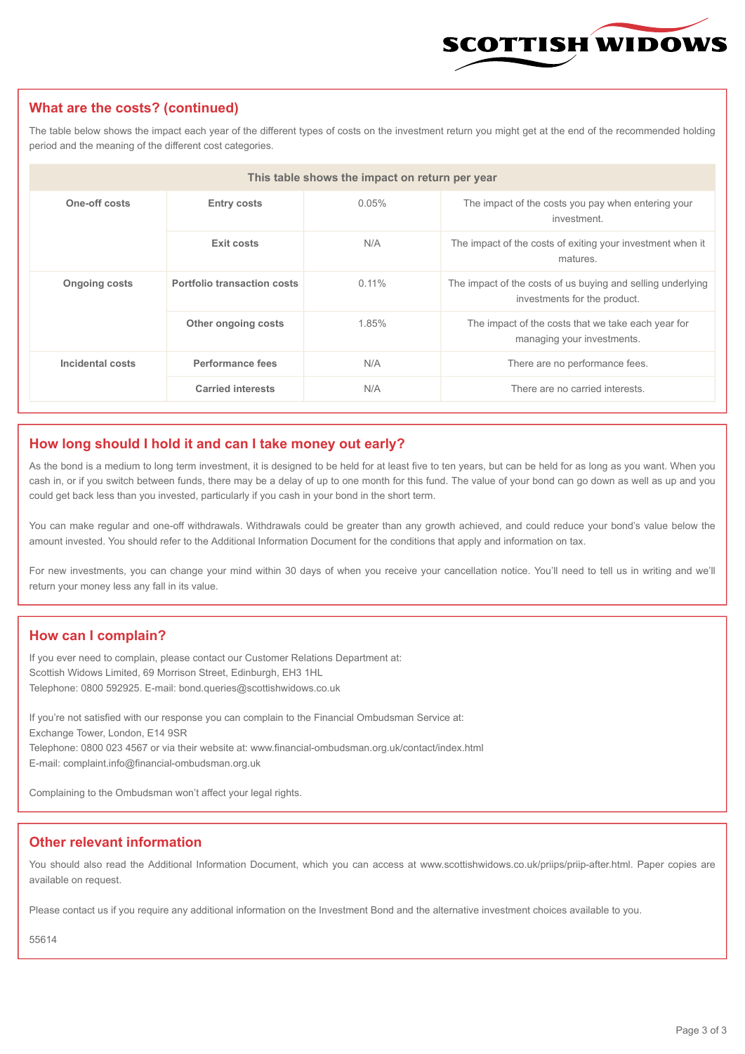## What are the costs? (continued)

The table below shows the impact each year of the different types of costs on the investment return you might get at the end of the recommended holding period and the meaning of the different cost categories.

| This table shows the impact on return per year | | | |
|---|---|---|---|
| **One-off costs** | **Entry costs** | 0.05% | The impact of the costs you pay when entering your investment. |
| | **Exit costs** | N/A | The impact of the costs of exiting your investment when it matures. |
| **Ongoing costs** | **Portfolio transaction costs** | 0.11% | The impact of the costs of us buying and selling underlying investments for the product. |
| | **Other ongoing costs** | 1.85% | The impact of the costs that we take each year for managing your investments. |
| **Incidental costs** | **Performance fees** | N/A | There are no performance fees. |
| | **Carried interests** | N/A | There are no carried interests. |

## How long should I hold it and can I take money out early?

As the bond is a medium to long term investment, it is designed to be held for at least five to ten years, but can be held for as long as you want. When you cash in, or if you switch between funds, there may be a delay of up to one month for this fund. The value of your bond can go down as well as up and you could get back less than you invested, particularly if you cash in your bond in the short term.

You can make regular and one-off withdrawals. Withdrawals could be greater than any growth achieved, and could reduce your bond's value below the amount invested. You should refer to the Additional Information Document for the conditions that apply and information on tax.

For new investments, you can change your mind within 30 days of when you receive your cancellation notice. You'll need to tell us in writing and we'll return your money less any fall in its value.

## How can I complain?

If you ever need to complain, please contact our Customer Relations Department at:
Scottish Widows Limited, 69 Morrison Street, Edinburgh, EH3 1HL
Telephone: 0800 592925. E-mail: bond.queries@scottishwidows.co.uk

If you're not satisfied with our response you can complain to the Financial Ombudsman Service at:
Exchange Tower, London, E14 9SR
Telephone: 0800 023 4567 or via their website at: www.financial-ombudsman.org.uk/contact/index.html
E-mail: complaint.info@financial-ombudsman.org.uk

Complaining to the Ombudsman won't affect your legal rights.

## Other relevant information

You should also read the Additional Information Document, which you can access at www.scottishwidows.co.uk/priips/priip-after.html. Paper copies are available on request.

Please contact us if you require any additional information on the Investment Bond and the alternative investment choices available to you.

55614